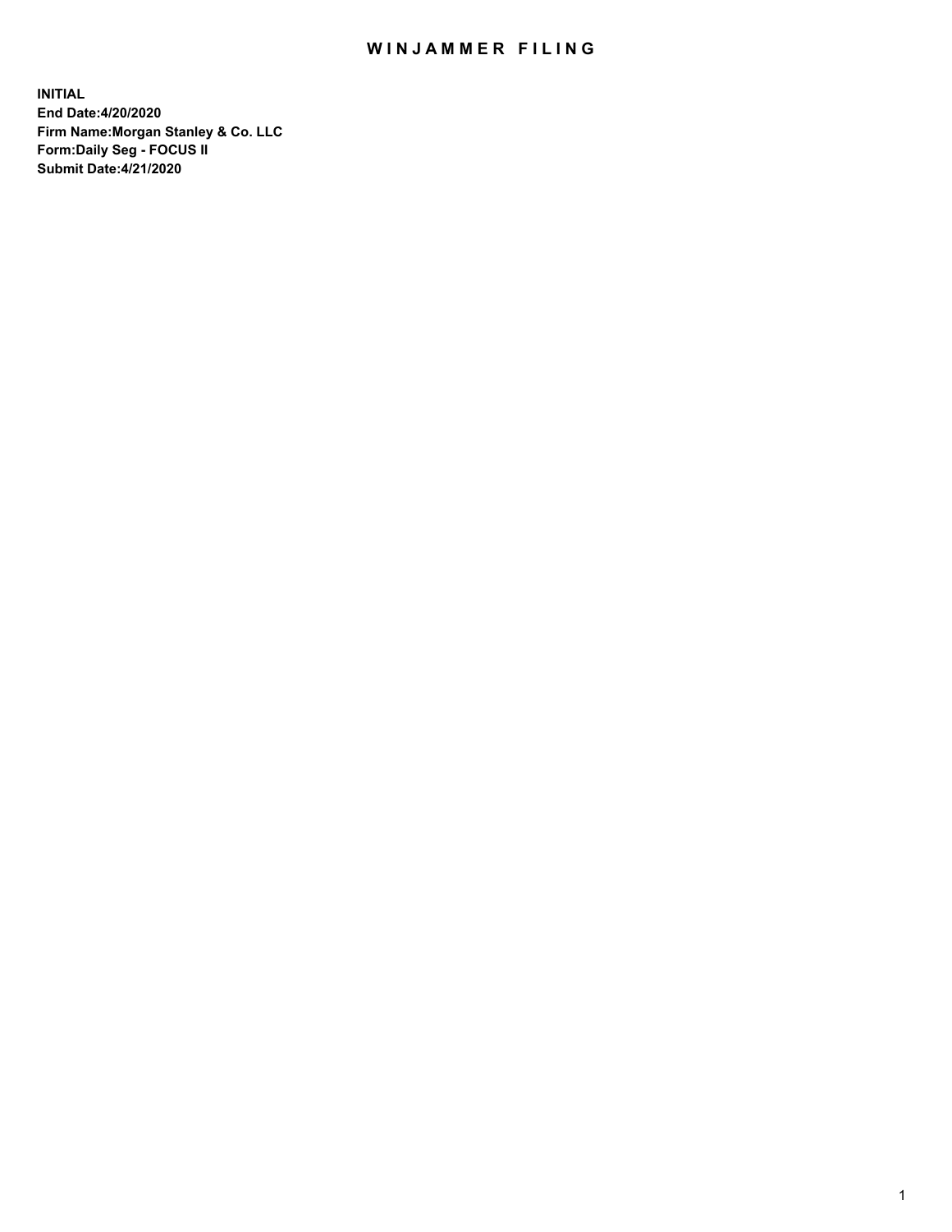# WINJAMMER FILING

**INITIAL**
**End Date:4/20/2020**
**Firm Name:Morgan Stanley & Co. LLC**
**Form:Daily Seg - FOCUS II**
**Submit Date:4/21/2020**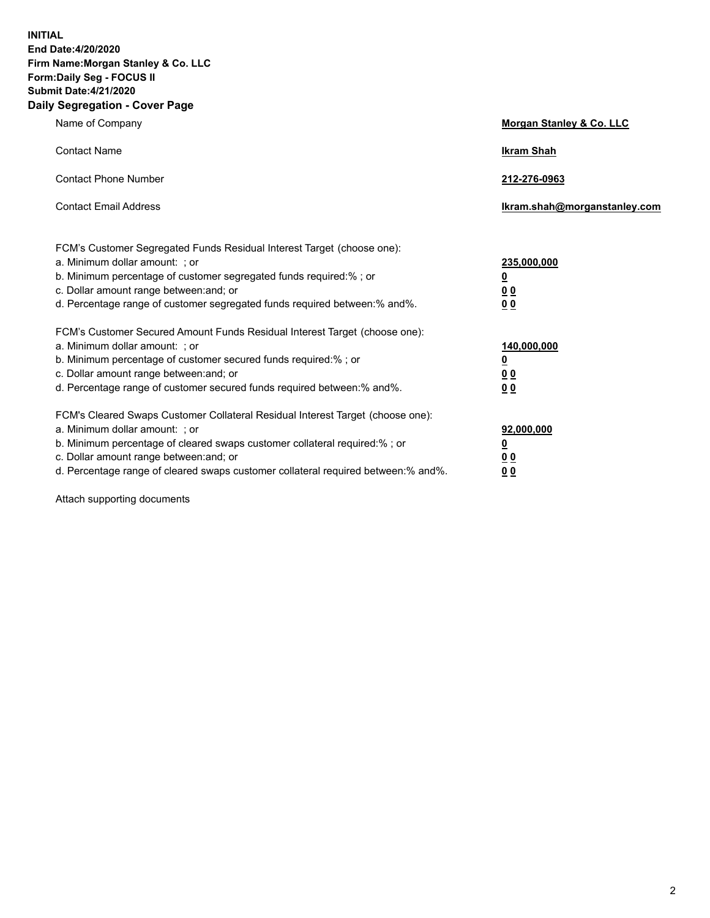**INITIAL**
**End Date:4/20/2020**
**Firm Name:Morgan Stanley & Co. LLC**
**Form:Daily Seg - FOCUS II**
**Submit Date:4/21/2020**

## Daily Segregation - Cover Page

| | |
|---|---|
| Name of Company | **Morgan Stanley & Co. LLC** |
| Contact Name | **Ikram Shah** |
| Contact Phone Number | **212-276-0963** |
| Contact Email Address | **Ikram.shah@morganstanley.com** |

| | |
|---|---|
| FCM's Customer Segregated Funds Residual Interest Target (choose one): | |
| a. Minimum dollar amount: ; or | **235,000,000** |
| b. Minimum percentage of customer segregated funds required:% ; or | **0** |
| c. Dollar amount range between:and; or | **0 0** |
| d. Percentage range of customer segregated funds required between:% and%. | **0 0** |
| FCM's Customer Secured Amount Funds Residual Interest Target (choose one): | |
| a. Minimum dollar amount: ; or | **140,000,000** |
| b. Minimum percentage of customer secured funds required:% ; or | **0** |
| c. Dollar amount range between:and; or | **0 0** |
| d. Percentage range of customer secured funds required between:% and%. | **0 0** |
| FCM's Cleared Swaps Customer Collateral Residual Interest Target (choose one): | |
| a. Minimum dollar amount: ; or | **92,000,000** |
| b. Minimum percentage of cleared swaps customer collateral required:% ; or | **0** |
| c. Dollar amount range between:and; or | **0 0** |
| d. Percentage range of cleared swaps customer collateral required between:% and%. | **0 0** |

Attach supporting documents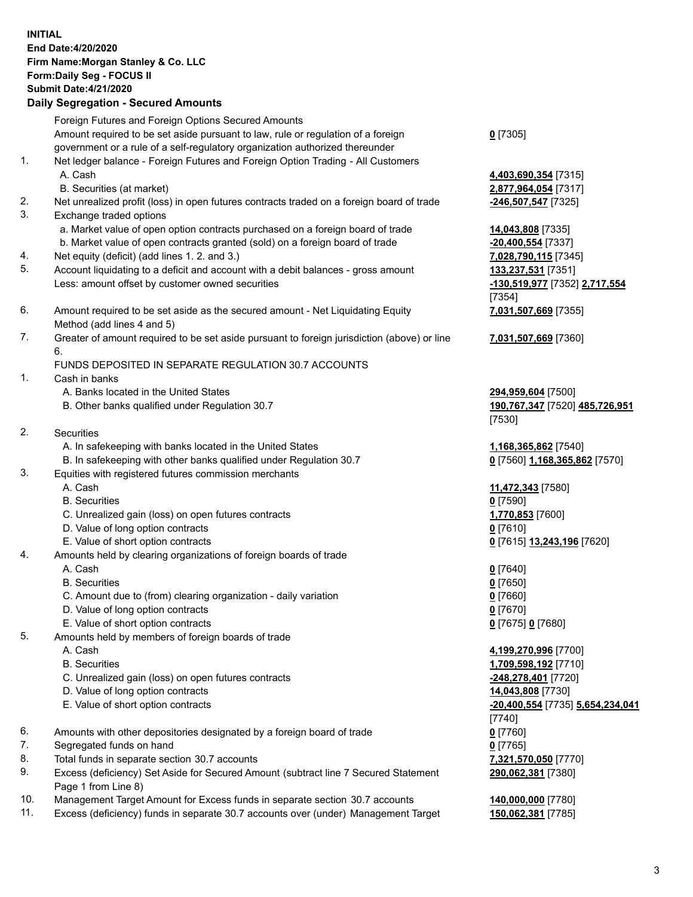**INITIAL**
**End Date:4/20/2020**
**Firm Name:Morgan Stanley & Co. LLC**
**Form:Daily Seg - FOCUS II**
**Submit Date:4/21/2020**

## Daily Segregation - Secured Amounts

| | | |
|---|---|---|
| | Foreign Futures and Foreign Options Secured Amounts | |
| | Amount required to be set aside pursuant to law, rule or regulation of a foreign government or a rule of a self-regulatory organization authorized thereunder | **0** [7305] |
| 1. | Net ledger balance - Foreign Futures and Foreign Option Trading - All Customers | |
| | A. Cash | **4,403,690,354** [7315] |
| | B. Securities (at market) | **2,877,964,054** [7317] |
| 2. | Net unrealized profit (loss) in open futures contracts traded on a foreign board of trade | **-246,507,547** [7325] |
| 3. | Exchange traded options | |
| | a. Market value of open option contracts purchased on a foreign board of trade | **14,043,808** [7335] |
| | b. Market value of open contracts granted (sold) on a foreign board of trade | **-20,400,554** [7337] |
| 4. | Net equity (deficit) (add lines 1. 2. and 3.) | **7,028,790,115** [7345] |
| 5. | Account liquidating to a deficit and account with a debit balances - gross amount | **133,237,531** [7351] |
| | Less: amount offset by customer owned securities | **-130,519,977** [7352] **2,717,554** [7354] |
| 6. | Amount required to be set aside as the secured amount - Net Liquidating Equity Method (add lines 4 and 5) | **7,031,507,669** [7355] |
| 7. | Greater of amount required to be set aside pursuant to foreign jurisdiction (above) or line 6. | **7,031,507,669** [7360] |
| | FUNDS DEPOSITED IN SEPARATE REGULATION 30.7 ACCOUNTS | |
| 1. | Cash in banks | |
| | A. Banks located in the United States | **294,959,604** [7500] |
| | B. Other banks qualified under Regulation 30.7 | **190,767,347** [7520] **485,726,951** [7530] |
| 2. | Securities | |
| | A. In safekeeping with banks located in the United States | **1,168,365,862** [7540] |
| | B. In safekeeping with other banks qualified under Regulation 30.7 | **0** [7560] **1,168,365,862** [7570] |
| 3. | Equities with registered futures commission merchants | |
| | A. Cash | **11,472,343** [7580] |
| | B. Securities | **0** [7590] |
| | C. Unrealized gain (loss) on open futures contracts | **1,770,853** [7600] |
| | D. Value of long option contracts | **0** [7610] |
| | E. Value of short option contracts | **0** [7615] **13,243,196** [7620] |
| 4. | Amounts held by clearing organizations of foreign boards of trade | |
| | A. Cash | **0** [7640] |
| | B. Securities | **0** [7650] |
| | C. Amount due to (from) clearing organization - daily variation | **0** [7660] |
| | D. Value of long option contracts | **0** [7670] |
| | E. Value of short option contracts | **0** [7675] **0** [7680] |
| 5. | Amounts held by members of foreign boards of trade | |
| | A. Cash | **4,199,270,996** [7700] |
| | B. Securities | **1,709,598,192** [7710] |
| | C. Unrealized gain (loss) on open futures contracts | **-248,278,401** [7720] |
| | D. Value of long option contracts | **14,043,808** [7730] |
| | E. Value of short option contracts | **-20,400,554** [7735] **5,654,234,041** [7740] |
| 6. | Amounts with other depositories designated by a foreign board of trade | **0** [7760] |
| 7. | Segregated funds on hand | **0** [7765] |
| 8. | Total funds in separate section 30.7 accounts | **7,321,570,050** [7770] |
| 9. | Excess (deficiency) Set Aside for Secured Amount (subtract line 7 Secured Statement Page 1 from Line 8) | **290,062,381** [7380] |
| 10. | Management Target Amount for Excess funds in separate section 30.7 accounts | **140,000,000** [7780] |
| 11. | Excess (deficiency) funds in separate 30.7 accounts over (under) Management Target | **150,062,381** [7785] |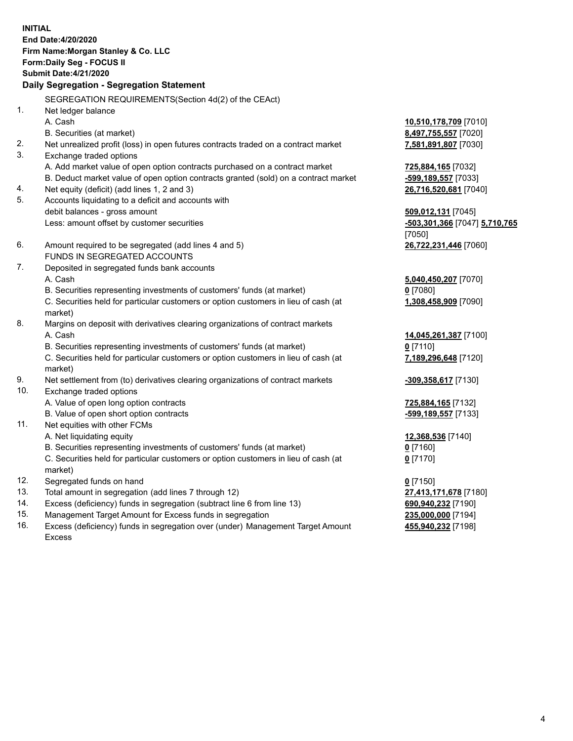**INITIAL**
**End Date:4/20/2020**
**Firm Name:Morgan Stanley & Co. LLC**
**Form:Daily Seg - FOCUS II**
**Submit Date:4/21/2020**

**Daily Segregation - Segregation Statement**

SEGREGATION REQUIREMENTS(Section 4d(2) of the CEAct)

| | | |
|---|---|---|
| 1. | Net ledger balance | |
| | A. Cash | **10,510,178,709** [7010] |
| | B. Securities (at market) | **8,497,755,557** [7020] |
| 2. | Net unrealized profit (loss) in open futures contracts traded on a contract market | **7,581,891,807** [7030] |
| 3. | Exchange traded options | |
| | A. Add market value of open option contracts purchased on a contract market | **725,884,165** [7032] |
| | B. Deduct market value of open option contracts granted (sold) on a contract market | **-599,189,557** [7033] |
| 4. | Net equity (deficit) (add lines 1, 2 and 3) | **26,716,520,681** [7040] |
| 5. | Accounts liquidating to a deficit and accounts with debit balances - gross amount | **509,012,131** [7045] |
| | Less: amount offset by customer securities | **-503,301,366** [7047] **5,710,765** [7050] |
| 6. | Amount required to be segregated (add lines 4 and 5) | **26,722,231,446** [7060] |
| | FUNDS IN SEGREGATED ACCOUNTS | |
| 7. | Deposited in segregated funds bank accounts | |
| | A. Cash | **5,040,450,207** [7070] |
| | B. Securities representing investments of customers' funds (at market) | **0** [7080] |
| | C. Securities held for particular customers or option customers in lieu of cash (at market) | **1,308,458,909** [7090] |
| 8. | Margins on deposit with derivatives clearing organizations of contract markets | |
| | A. Cash | **14,045,261,387** [7100] |
| | B. Securities representing investments of customers' funds (at market) | **0** [7110] |
| | C. Securities held for particular customers or option customers in lieu of cash (at market) | **7,189,296,648** [7120] |
| 9. | Net settlement from (to) derivatives clearing organizations of contract markets | **-309,358,617** [7130] |
| 10. | Exchange traded options | |
| | A. Value of open long option contracts | **725,884,165** [7132] |
| | B. Value of open short option contracts | **-599,189,557** [7133] |
| 11. | Net equities with other FCMs | |
| | A. Net liquidating equity | **12,368,536** [7140] |
| | B. Securities representing investments of customers' funds (at market) | **0** [7160] |
| | C. Securities held for particular customers or option customers in lieu of cash (at market) | **0** [7170] |
| 12. | Segregated funds on hand | **0** [7150] |
| 13. | Total amount in segregation (add lines 7 through 12) | **27,413,171,678** [7180] |
| 14. | Excess (deficiency) funds in segregation (subtract line 6 from line 13) | **690,940,232** [7190] |
| 15. | Management Target Amount for Excess funds in segregation | **235,000,000** [7194] |
| 16. | Excess (deficiency) funds in segregation over (under) Management Target Amount Excess | **455,940,232** [7198] |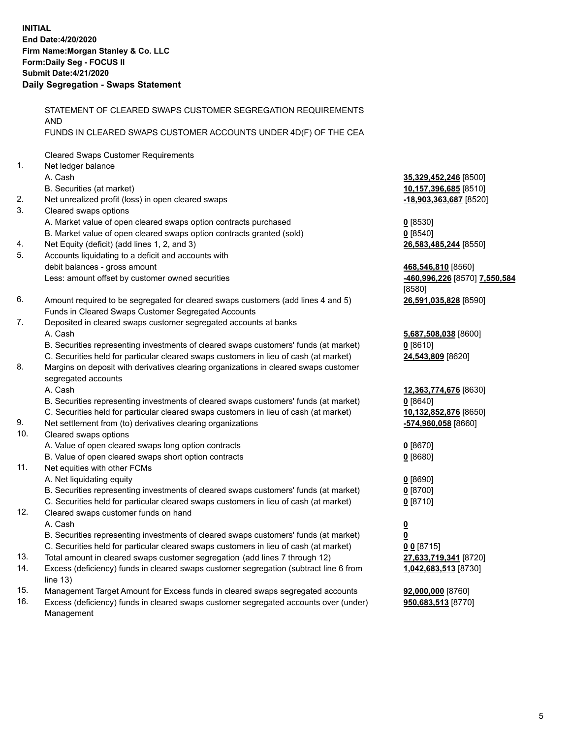**INITIAL**
**End Date:4/20/2020**
**Firm Name:Morgan Stanley & Co. LLC**
**Form:Daily Seg - FOCUS II**
**Submit Date:4/21/2020**
**Daily Segregation - Swaps Statement**

STATEMENT OF CLEARED SWAPS CUSTOMER SEGREGATION REQUIREMENTS AND
FUNDS IN CLEARED SWAPS CUSTOMER ACCOUNTS UNDER 4D(F) OF THE CEA

| | | |
|---|---|---|
| | Cleared Swaps Customer Requirements | |
| 1. | Net ledger balance | |
| | A. Cash | **35,329,452,246** [8500] |
| | B. Securities (at market) | **10,157,396,685** [8510] |
| 2. | Net unrealized profit (loss) in open cleared swaps | **-18,903,363,687** [8520] |
| 3. | Cleared swaps options | |
| | A. Market value of open cleared swaps option contracts purchased | **0** [8530] |
| | B. Market value of open cleared swaps option contracts granted (sold) | **0** [8540] |
| 4. | Net Equity (deficit) (add lines 1, 2, and 3) | **26,583,485,244** [8550] |
| 5. | Accounts liquidating to a deficit and accounts with debit balances - gross amount | **468,546,810** [8560] |
| | Less: amount offset by customer owned securities | **-460,996,226** [8570] **7,550,584** [8580] |
| 6. | Amount required to be segregated for cleared swaps customers (add lines 4 and 5) | **26,591,035,828** [8590] |
| | Funds in Cleared Swaps Customer Segregated Accounts | |
| 7. | Deposited in cleared swaps customer segregated accounts at banks | |
| | A. Cash | **5,687,508,038** [8600] |
| | B. Securities representing investments of cleared swaps customers' funds (at market) | **0** [8610] |
| | C. Securities held for particular cleared swaps customers in lieu of cash (at market) | **24,543,809** [8620] |
| 8. | Margins on deposit with derivatives clearing organizations in cleared swaps customer segregated accounts | |
| | A. Cash | **12,363,774,676** [8630] |
| | B. Securities representing investments of cleared swaps customers' funds (at market) | **0** [8640] |
| | C. Securities held for particular cleared swaps customers in lieu of cash (at market) | **10,132,852,876** [8650] |
| 9. | Net settlement from (to) derivatives clearing organizations | **-574,960,058** [8660] |
| 10. | Cleared swaps options | |
| | A. Value of open cleared swaps long option contracts | **0** [8670] |
| | B. Value of open cleared swaps short option contracts | **0** [8680] |
| 11. | Net equities with other FCMs | |
| | A. Net liquidating equity | **0** [8690] |
| | B. Securities representing investments of cleared swaps customers' funds (at market) | **0** [8700] |
| | C. Securities held for particular cleared swaps customers in lieu of cash (at market) | **0** [8710] |
| 12. | Cleared swaps customer funds on hand | |
| | A. Cash | **0** |
| | B. Securities representing investments of cleared swaps customers' funds (at market) | **0** |
| | C. Securities held for particular cleared swaps customers in lieu of cash (at market) | **0** **0** [8715] |
| 13. | Total amount in cleared swaps customer segregation (add lines 7 through 12) | **27,633,719,341** [8720] |
| 14. | Excess (deficiency) funds in cleared swaps customer segregation (subtract line 6 from line 13) | **1,042,683,513** [8730] |
| 15. | Management Target Amount for Excess funds in cleared swaps segregated accounts | **92,000,000** [8760] |
| 16. | Excess (deficiency) funds in cleared swaps customer segregated accounts over (under) Management | **950,683,513** [8770] |